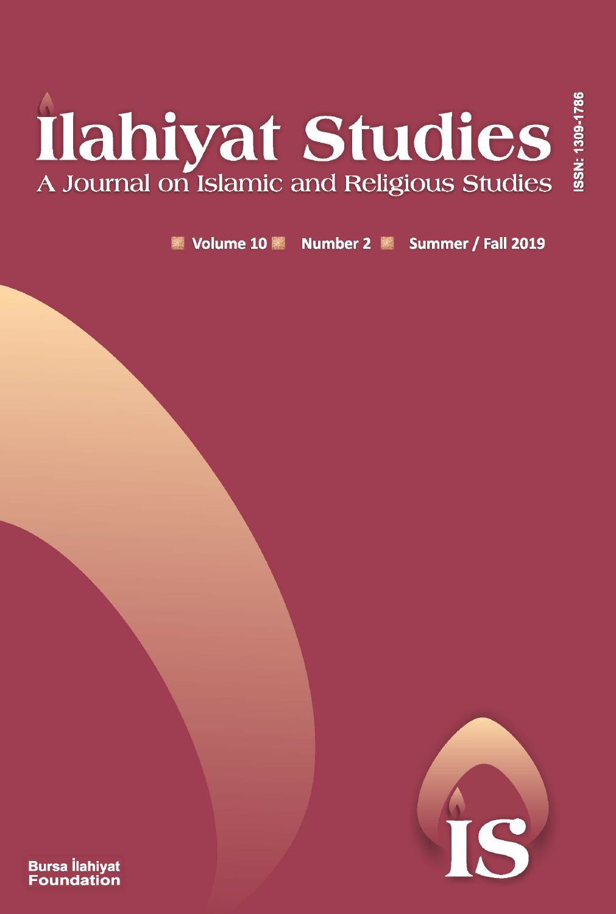# İlahiyat Studies

A Journal on Islamic and Religious Studies

ISSN: 1309-1786

Volume 10 Number 2 Summer / Fall 2019

Bursa İlahiyat Foundation

İS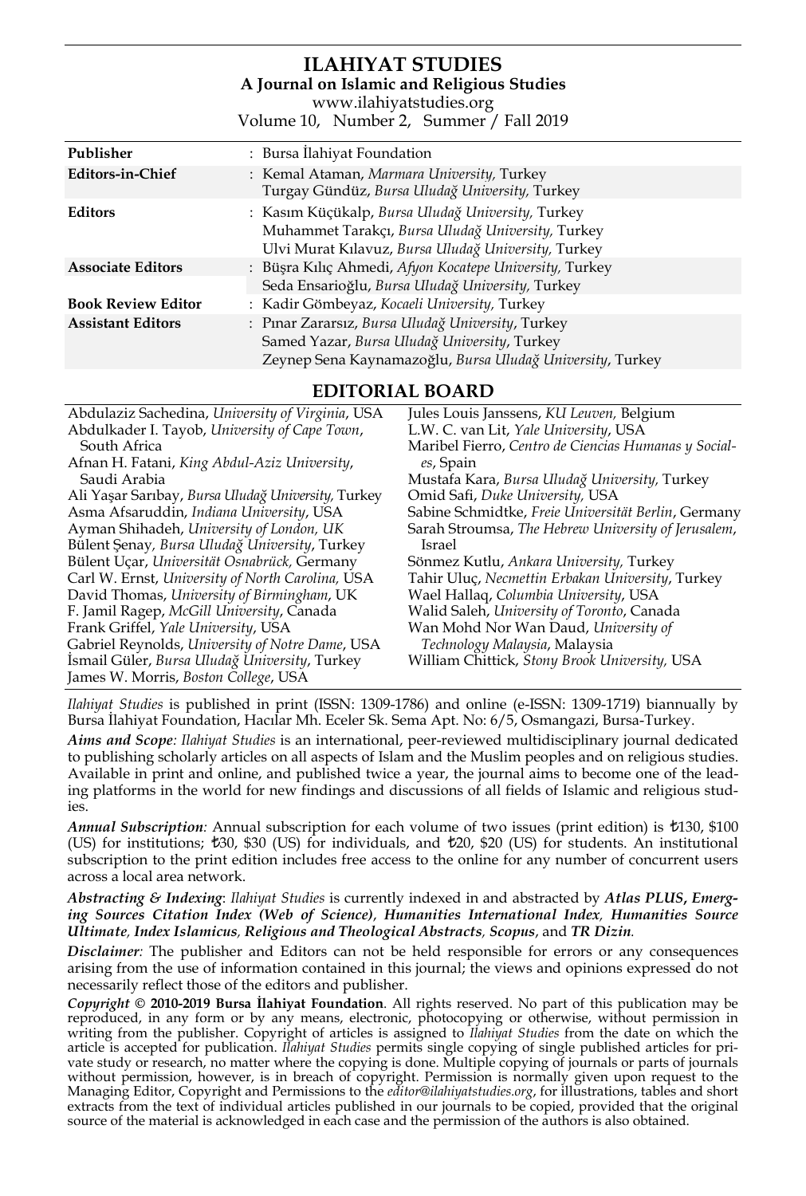# ILAHIYAT STUDIES

**A Journal on Islamic and Religious Studies**

www.ilahiyatstudies.org

Volume 10, Number 2, Summer / Fall 2019

| | |
|---|---|
| **Publisher** | : Bursa İlahiyat Foundation |
| **Editors-in-Chief** | : Kemal Ataman, *Marmara University,* Turkey<br>Turgay Gündüz, *Bursa Uludağ University,* Turkey |
| **Editors** | : Kasım Küçükalp, *Bursa Uludağ University,* Turkey<br>Muhammet Tarakçı, *Bursa Uludağ University,* Turkey<br>Ulvi Murat Kılavuz, *Bursa Uludağ University,* Turkey |
| **Associate Editors** | : Büşra Kılıç Ahmedi, *Afyon Kocatepe University,* Turkey<br>Seda Ensarioğlu, *Bursa Uludağ University,* Turkey |
| **Book Review Editor** | : Kadir Gömbeyaz, *Kocaeli University,* Turkey |
| **Assistant Editors** | : Pınar Zararsız, *Bursa Uludağ University*, Turkey<br>Samed Yazar, *Bursa Uludağ University*, Turkey<br>Zeynep Sena Kaynamazoğlu, *Bursa Uludağ University*, Turkey |

## EDITORIAL BOARD

Abdulaziz Sachedina, *University of Virginia*, USA
Abdulkader I. Tayob, *University of Cape Town*, South Africa
Afnan H. Fatani, *King Abdul-Aziz University*, Saudi Arabia
Ali Yaşar Sarıbay, *Bursa Uludağ University,* Turkey
Asma Afsaruddin, *Indiana University*, USA
Ayman Shihadeh, *University of London, UK*
Bülent Şenay*, Bursa Uludağ University*, Turkey
Bülent Uçar, *Universität Osnabrück,* Germany
Carl W. Ernst, *University of North Carolina,* USA
David Thomas, *University of Birmingham*, UK
F. Jamil Ragep, *McGill University*, Canada
Frank Griffel, *Yale University*, USA
Gabriel Reynolds, *University of Notre Dame*, USA
İsmail Güler, *Bursa Uludağ University*, Turkey
James W. Morris, *Boston College*, USA
Jules Louis Janssens, *KU Leuven,* Belgium
L.W. C. van Lit, *Yale University*, USA
Maribel Fierro, *Centro de Ciencias Humanas y Sociales*, Spain
Mustafa Kara, *Bursa Uludağ University,* Turkey
Omid Safi, *Duke University,* USA
Sabine Schmidtke, *Freie Universität Berlin*, Germany
Sarah Stroumsa, *The Hebrew University of Jerusalem*, Israel
Sönmez Kutlu, *Ankara University,* Turkey
Tahir Uluç, *Necmettin Erbakan University*, Turkey
Wael Hallaq, *Columbia University*, USA
Walid Saleh, *University of Toronto*, Canada
Wan Mohd Nor Wan Daud, *University of Technology Malaysia*, Malaysia
William Chittick, *Stony Brook University,* USA

*Ilahiyat Studies* is published in print (ISSN: 1309-1786) and online (e-ISSN: 1309-1719) biannually by Bursa İlahiyat Foundation, Hacılar Mh. Eceler Sk. Sema Apt. No: 6/5, Osmangazi, Bursa-Turkey.

***Aims and Scope****: Ilahiyat Studies* is an international, peer-reviewed multidisciplinary journal dedicated to publishing scholarly articles on all aspects of Islam and the Muslim peoples and on religious studies. Available in print and online, and published twice a year, the journal aims to become one of the leading platforms in the world for new findings and discussions of all fields of Islamic and religious studies.

***Annual Subscription****:* Annual subscription for each volume of two issues (print edition) is ₺130, $100 (US) for institutions; ₺30, $30 (US) for individuals, and ₺20, $20 (US) for students. An institutional subscription to the print edition includes free access to the online for any number of concurrent users across a local area network.

***Abstracting & Indexing***: *Ilahiyat Studies* is currently indexed in and abstracted by ***Atlas PLUS*****,** ***Emerging Sources Citation Index (Web of Science)****,* ***Humanities International Index****,* ***Humanities Source Ultimate****,* ***Index Islamicus****,* ***Religious and Theological Abstracts****,* ***Scopus***, and ***TR Dizin****.*

***Disclaimer****:* The publisher and Editors can not be held responsible for errors or any consequences arising from the use of information contained in this journal; the views and opinions expressed do not necessarily reflect those of the editors and publisher.

***Copyright*** **© 2010-2019 Bursa İlahiyat Foundation**. All rights reserved. No part of this publication may be reproduced, in any form or by any means, electronic, photocopying or otherwise, without permission in writing from the publisher. Copyright of articles is assigned to *Ilahiyat Studies* from the date on which the article is accepted for publication. *Ilahiyat Studies* permits single copying of single published articles for private study or research, no matter where the copying is done. Multiple copying of journals or parts of journals without permission, however, is in breach of copyright. Permission is normally given upon request to the Managing Editor, Copyright and Permissions to the *editor@ilahiyatstudies.org*, for illustrations, tables and short extracts from the text of individual articles published in our journals to be copied, provided that the original source of the material is acknowledged in each case and the permission of the authors is also obtained.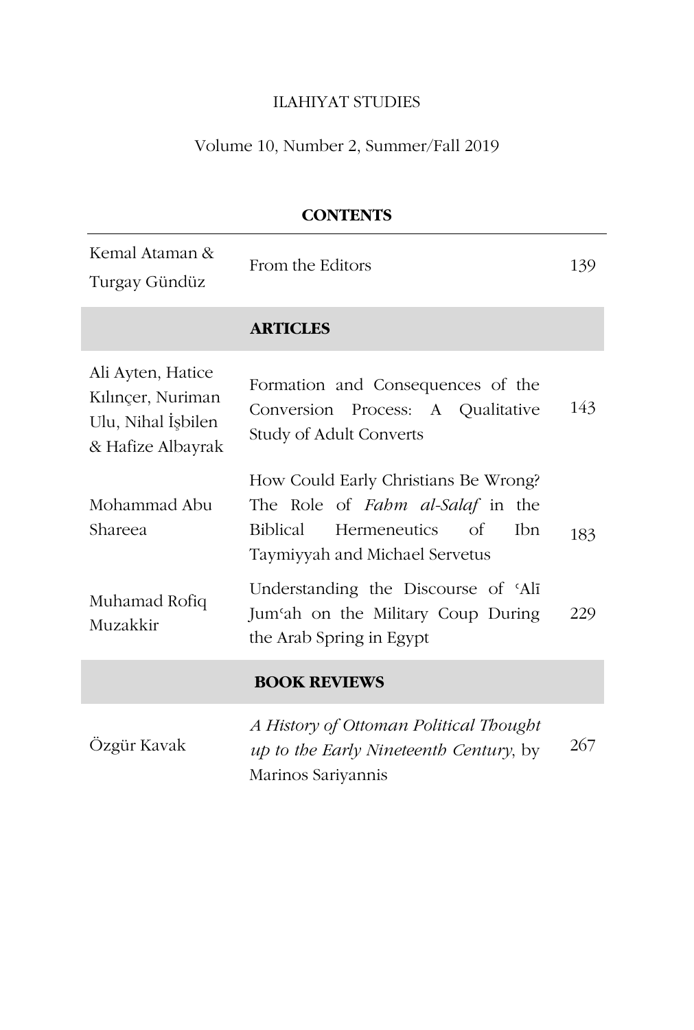ILAHIYAT STUDIES

Volume 10, Number 2, Summer/Fall 2019

**CONTENTS**

| | | |
|---|---|---|
| Kemal Ataman & Turgay Gündüz | From the Editors | 139 |
| | **ARTICLES** | |
| Ali Ayten, Hatice Kılınçer, Nuriman Ulu, Nihal İşbilen & Hafize Albayrak | Formation and Consequences of the Conversion Process: A Qualitative Study of Adult Converts | 143 |
| Mohammad Abu Shareea | How Could Early Christians Be Wrong? The Role of *Fahm al-Salaf* in the Biblical Hermeneutics of Ibn Taymiyyah and Michael Servetus | 183 |
| Muhamad Rofiq Muzakkir | Understanding the Discourse of ʿAlī Jumʿah on the Military Coup During the Arab Spring in Egypt | 229 |
| | **BOOK REVIEWS** | |
| Özgür Kavak | *A History of Ottoman Political Thought up to the Early Nineteenth Century*, by Marinos Sariyannis | 267 |